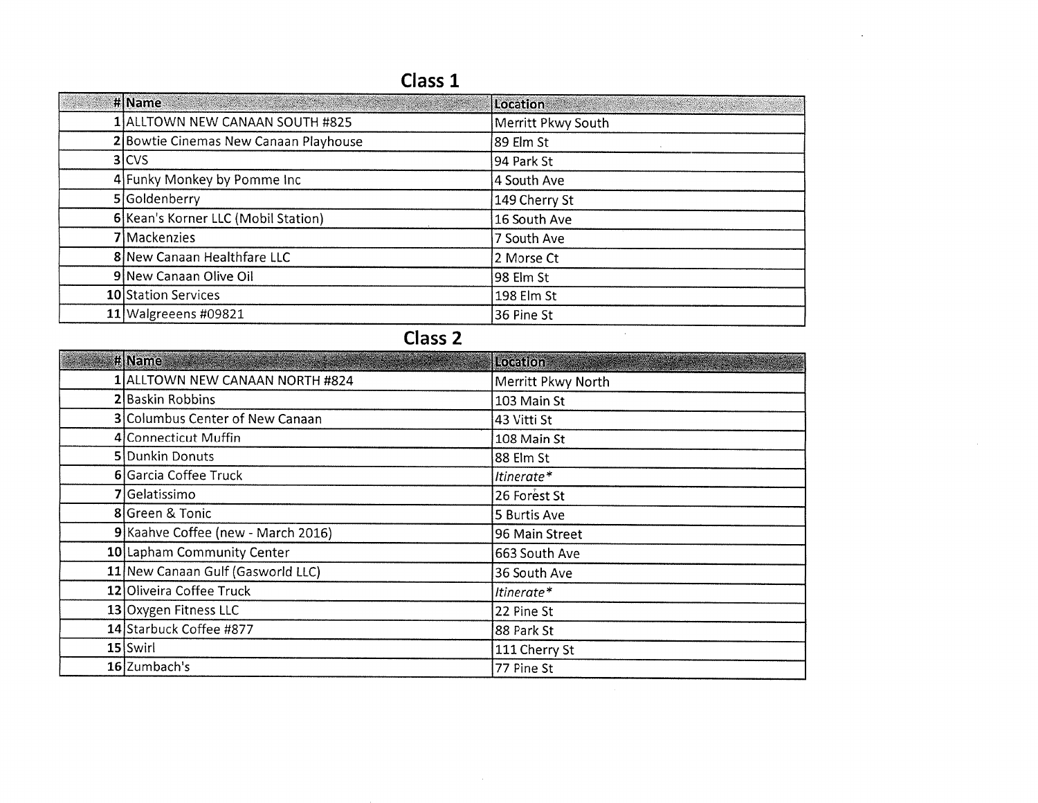## Class 1

| # | Name | Location |
|---|---|---|
| 1 | ALLTOWN NEW CANAAN SOUTH #825 | Merritt Pkwy South |
| 2 | Bowtie Cinemas New Canaan Playhouse | 89 Elm St |
| 3 | CVS | 94 Park St |
| 4 | Funky Monkey by Pomme Inc | 4 South Ave |
| 5 | Goldenberry | 149 Cherry St |
| 6 | Kean's Korner LLC (Mobil Station) | 16 South Ave |
| 7 | Mackenzies | 7 South Ave |
| 8 | New Canaan Healthfare LLC | 2 Morse Ct |
| 9 | New Canaan Olive Oil | 98 Elm St |
| 10 | Station Services | 198 Elm St |
| 11 | Walgreeens #09821 | 36 Pine St |

## Class 2

| # | Name | Location |
|---|---|---|
| 1 | ALLTOWN NEW CANAAN NORTH #824 | Merritt Pkwy North |
| 2 | Baskin Robbins | 103 Main St |
| 3 | Columbus Center of New Canaan | 43 Vitti St |
| 4 | Connecticut Muffin | 108 Main St |
| 5 | Dunkin Donuts | 88 Elm St |
| 6 | Garcia Coffee Truck | *Itinerate** |
| 7 | Gelatissimo | 26 Forest St |
| 8 | Green & Tonic | 5 Burtis Ave |
| 9 | Kaahve Coffee (new - March 2016) | 96 Main Street |
| 10 | Lapham Community Center | 663 South Ave |
| 11 | New Canaan Gulf (Gasworld LLC) | 36 South Ave |
| 12 | Oliveira Coffee Truck | *Itinerate** |
| 13 | Oxygen Fitness LLC | 22 Pine St |
| 14 | Starbuck Coffee #877 | 88 Park St |
| 15 | Swirl | 111 Cherry St |
| 16 | Zumbach's | 77 Pine St |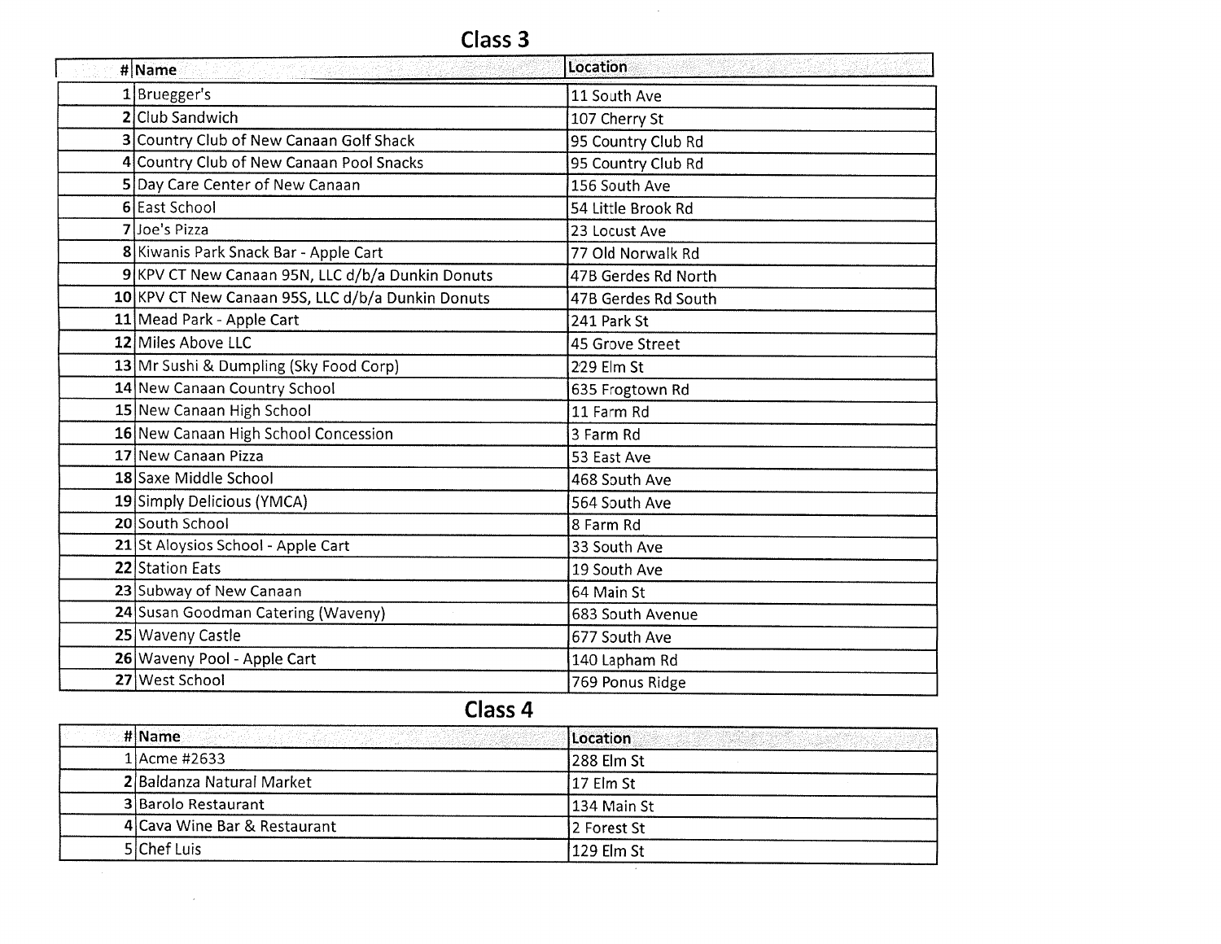## Class 3

| # | Name | Location |
| --- | --- | --- |
| 1 | Bruegger's | 11 South Ave |
| 2 | Club Sandwich | 107 Cherry St |
| 3 | Country Club of New Canaan Golf Shack | 95 Country Club Rd |
| 4 | Country Club of New Canaan Pool Snacks | 95 Country Club Rd |
| 5 | Day Care Center of New Canaan | 156 South Ave |
| 6 | East School | 54 Little Brook Rd |
| 7 | Joe's Pizza | 23 Locust Ave |
| 8 | Kiwanis Park Snack Bar - Apple Cart | 77 Old Norwalk Rd |
| 9 | KPV CT New Canaan 95N, LLC d/b/a Dunkin Donuts | 47B Gerdes Rd North |
| 10 | KPV CT New Canaan 95S, LLC d/b/a Dunkin Donuts | 47B Gerdes Rd South |
| 11 | Mead Park - Apple Cart | 241 Park St |
| 12 | Miles Above LLC | 45 Grove Street |
| 13 | Mr Sushi & Dumpling (Sky Food Corp) | 229 Elm St |
| 14 | New Canaan Country School | 635 Frogtown Rd |
| 15 | New Canaan High School | 11 Farm Rd |
| 16 | New Canaan High School Concession | 3 Farm Rd |
| 17 | New Canaan Pizza | 53 East Ave |
| 18 | Saxe Middle School | 468 South Ave |
| 19 | Simply Delicious (YMCA) | 564 South Ave |
| 20 | South School | 8 Farm Rd |
| 21 | St Aloysios School - Apple Cart | 33 South Ave |
| 22 | Station Eats | 19 South Ave |
| 23 | Subway of New Canaan | 64 Main St |
| 24 | Susan Goodman Catering (Waveny) | 683 South Avenue |
| 25 | Waveny Castle | 677 South Ave |
| 26 | Waveny Pool - Apple Cart | 140 Lapham Rd |
| 27 | West School | 769 Ponus Ridge |

## Class 4

| # | Name | Location |
| --- | --- | --- |
| 1 | Acme #2633 | 288 Elm St |
| 2 | Baldanza Natural Market | 17 Elm St |
| 3 | Barolo Restaurant | 134 Main St |
| 4 | Cava Wine Bar & Restaurant | 2 Forest St |
| 5 | Chef Luis | 129 Elm St |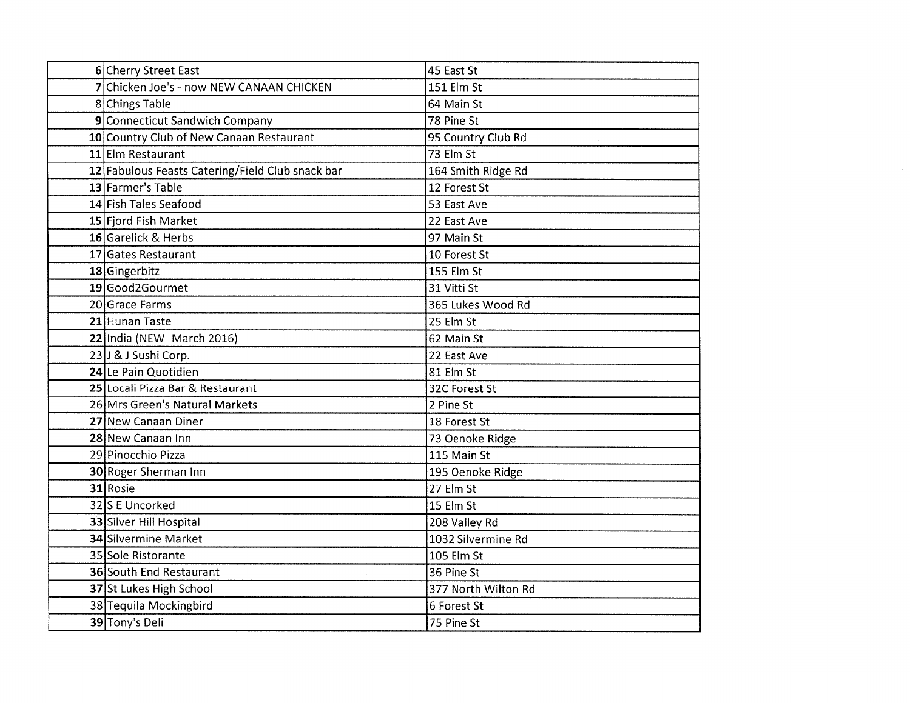| | | |
|---|---|---|
| 6 | Cherry Street East | 45 East St |
| 7 | Chicken Joe's - now NEW CANAAN CHICKEN | 151 Elm St |
| 8 | Chings Table | 64 Main St |
| 9 | Connecticut Sandwich Company | 78 Pine St |
| 10 | Country Club of New Canaan Restaurant | 95 Country Club Rd |
| 11 | Elm Restaurant | 73 Elm St |
| 12 | Fabulous Feasts Catering/Field Club snack bar | 164 Smith Ridge Rd |
| 13 | Farmer's Table | 12 Forest St |
| 14 | Fish Tales Seafood | 53 East Ave |
| 15 | Fjord Fish Market | 22 East Ave |
| 16 | Garelick & Herbs | 97 Main St |
| 17 | Gates Restaurant | 10 Forest St |
| 18 | Gingerbitz | 155 Elm St |
| 19 | Good2Gourmet | 31 Vitti St |
| 20 | Grace Farms | 365 Lukes Wood Rd |
| 21 | Hunan Taste | 25 Elm St |
| 22 | India (NEW- March 2016) | 62 Main St |
| 23 | J & J Sushi Corp. | 22 East Ave |
| 24 | Le Pain Quotidien | 81 Elm St |
| 25 | Locali Pizza Bar & Restaurant | 32C Forest St |
| 26 | Mrs Green's Natural Markets | 2 Pine St |
| 27 | New Canaan Diner | 18 Forest St |
| 28 | New Canaan Inn | 73 Oenoke Ridge |
| 29 | Pinocchio Pizza | 115 Main St |
| 30 | Roger Sherman Inn | 195 Oenoke Ridge |
| 31 | Rosie | 27 Elm St |
| 32 | S E Uncorked | 15 Elm St |
| 33 | Silver Hill Hospital | 208 Valley Rd |
| 34 | Silvermine Market | 1032 Silvermine Rd |
| 35 | Sole Ristorante | 105 Elm St |
| 36 | South End Restaurant | 36 Pine St |
| 37 | St Lukes High School | 377 North Wilton Rd |
| 38 | Tequila Mockingbird | 6 Forest St |
| 39 | Tony's Deli | 75 Pine St |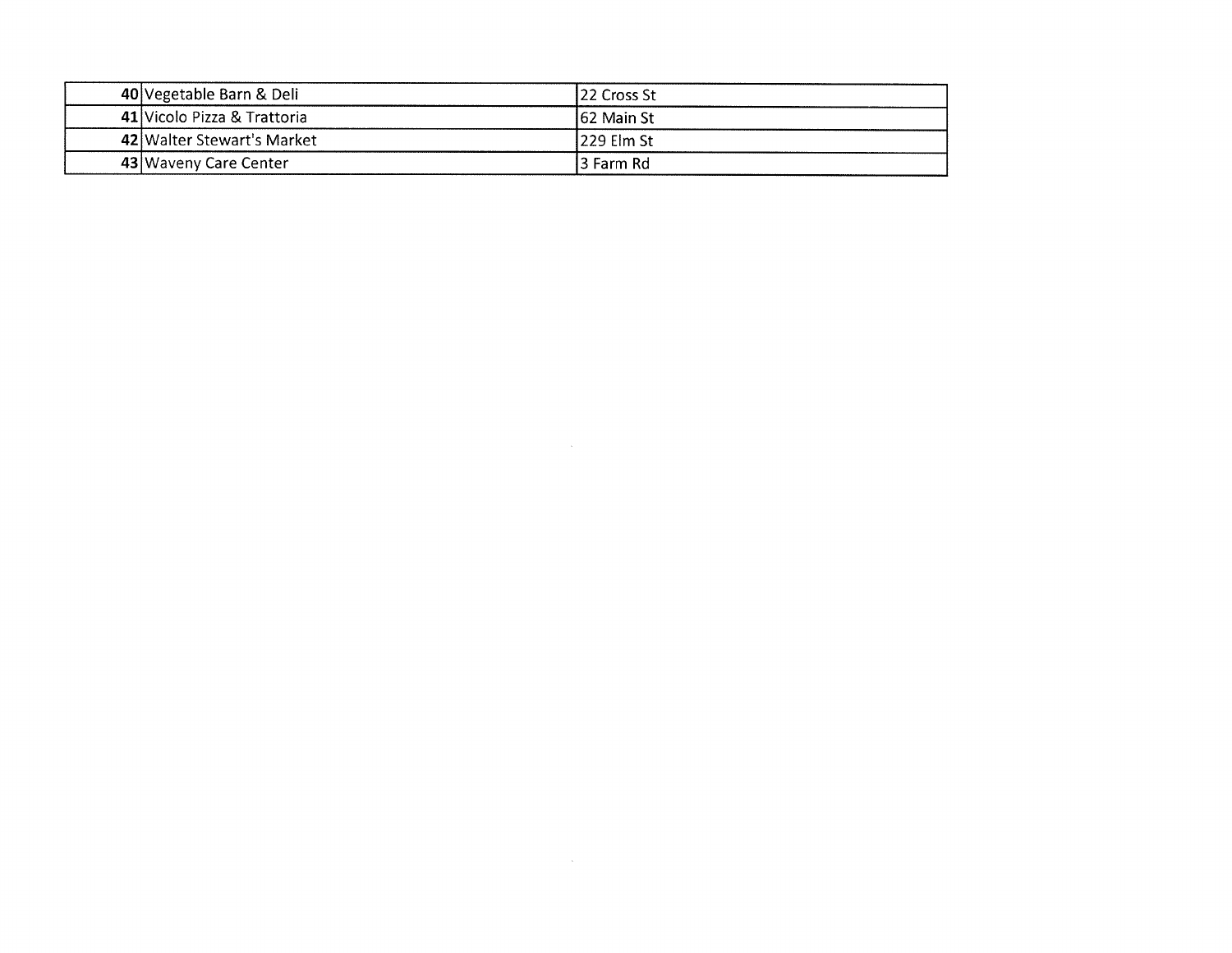| | | |
|---|---|---|
| **40** | Vegetable Barn & Deli | 22 Cross St |
| **41** | Vicolo Pizza & Trattoria | 62 Main St |
| **42** | Walter Stewart's Market | 229 Elm St |
| **43** | Waveny Care Center | 3 Farm Rd |